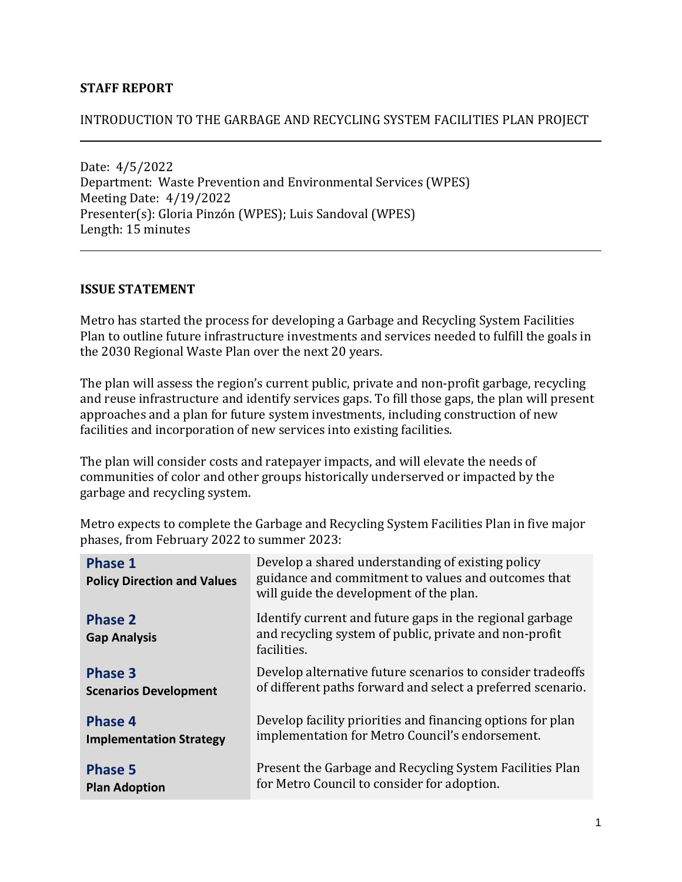**STAFF REPORT**

INTRODUCTION TO THE GARBAGE AND RECYCLING SYSTEM FACILITIES PLAN PROJECT

---

Date: 4/5/2022
Department: Waste Prevention and Environmental Services (WPES)
Meeting Date: 4/19/2022
Presenter(s): Gloria Pinzón (WPES); Luis Sandoval (WPES)
Length: 15 minutes

---

## ISSUE STATEMENT

Metro has started the process for developing a Garbage and Recycling System Facilities Plan to outline future infrastructure investments and services needed to fulfill the goals in the 2030 Regional Waste Plan over the next 20 years.

The plan will assess the region's current public, private and non-profit garbage, recycling and reuse infrastructure and identify services gaps. To fill those gaps, the plan will present approaches and a plan for future system investments, including construction of new facilities and incorporation of new services into existing facilities.

The plan will consider costs and ratepayer impacts, and will elevate the needs of communities of color and other groups historically underserved or impacted by the garbage and recycling system.

Metro expects to complete the Garbage and Recycling System Facilities Plan in five major phases, from February 2022 to summer 2023:

| Phase | Description |
|---|---|
| **Phase 1**<br>**Policy Direction and Values** | Develop a shared understanding of existing policy guidance and commitment to values and outcomes that will guide the development of the plan. |
| **Phase 2**<br>**Gap Analysis** | Identify current and future gaps in the regional garbage and recycling system of public, private and non-profit facilities. |
| **Phase 3**<br>**Scenarios Development** | Develop alternative future scenarios to consider tradeoffs of different paths forward and select a preferred scenario. |
| **Phase 4**<br>**Implementation Strategy** | Develop facility priorities and financing options for plan implementation for Metro Council's endorsement. |
| **Phase 5**<br>**Plan Adoption** | Present the Garbage and Recycling System Facilities Plan for Metro Council to consider for adoption. |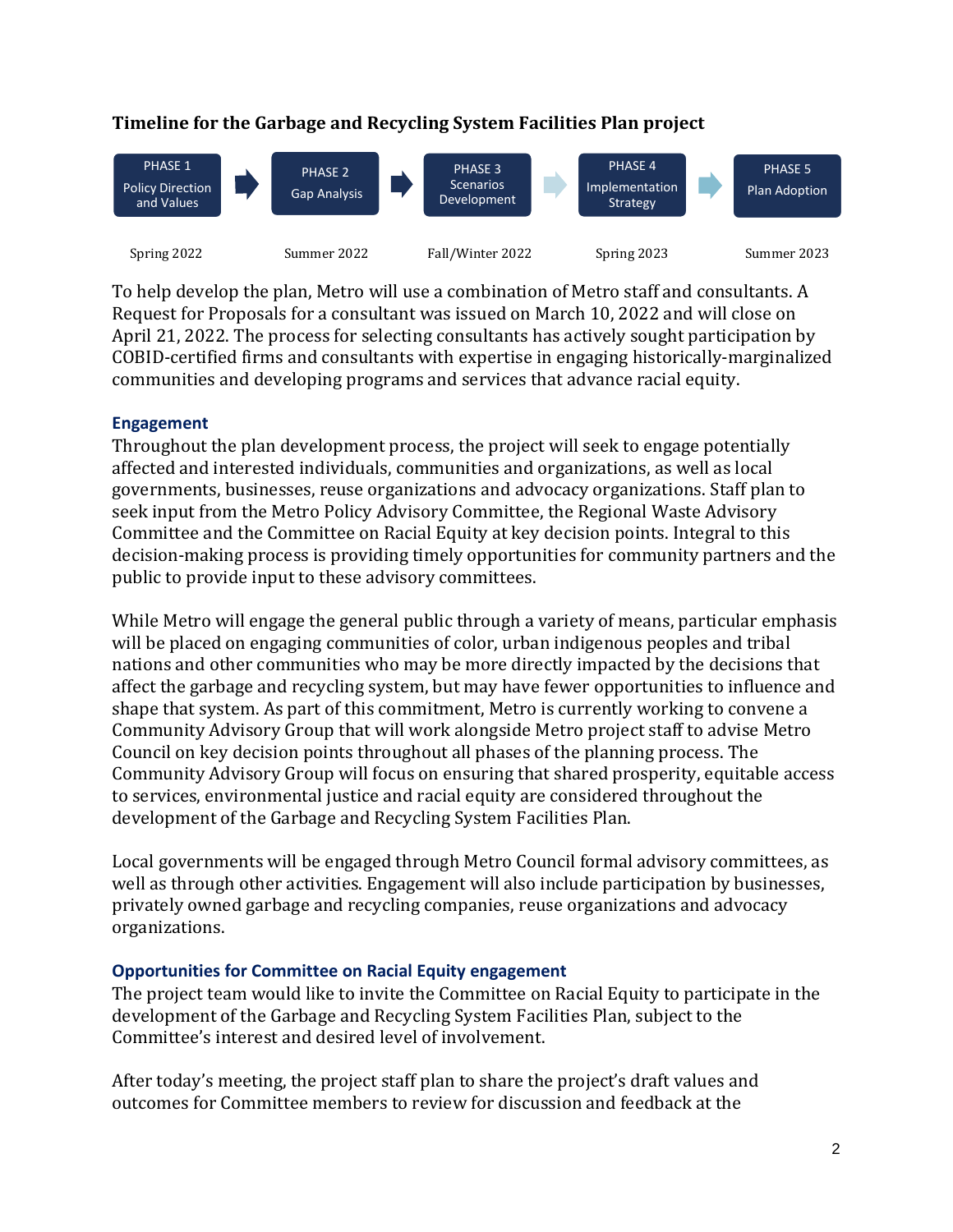**Timeline for the Garbage and Recycling System Facilities Plan project**

| PHASE 1 Policy Direction and Values | PHASE 2 Gap Analysis | PHASE 3 Scenarios Development | PHASE 4 Implementation Strategy | PHASE 5 Plan Adoption |
| --- | --- | --- | --- | --- |
| Spring 2022 | Summer 2022 | Fall/Winter 2022 | Spring 2023 | Summer 2023 |

To help develop the plan, Metro will use a combination of Metro staff and consultants. A Request for Proposals for a consultant was issued on March 10, 2022 and will close on April 21, 2022. The process for selecting consultants has actively sought participation by COBID-certified firms and consultants with expertise in engaging historically-marginalized communities and developing programs and services that advance racial equity.

### Engagement

Throughout the plan development process, the project will seek to engage potentially affected and interested individuals, communities and organizations, as well as local governments, businesses, reuse organizations and advocacy organizations. Staff plan to seek input from the Metro Policy Advisory Committee, the Regional Waste Advisory Committee and the Committee on Racial Equity at key decision points. Integral to this decision-making process is providing timely opportunities for community partners and the public to provide input to these advisory committees.

While Metro will engage the general public through a variety of means, particular emphasis will be placed on engaging communities of color, urban indigenous peoples and tribal nations and other communities who may be more directly impacted by the decisions that affect the garbage and recycling system, but may have fewer opportunities to influence and shape that system. As part of this commitment, Metro is currently working to convene a Community Advisory Group that will work alongside Metro project staff to advise Metro Council on key decision points throughout all phases of the planning process. The Community Advisory Group will focus on ensuring that shared prosperity, equitable access to services, environmental justice and racial equity are considered throughout the development of the Garbage and Recycling System Facilities Plan.

Local governments will be engaged through Metro Council formal advisory committees, as well as through other activities. Engagement will also include participation by businesses, privately owned garbage and recycling companies, reuse organizations and advocacy organizations.

### Opportunities for Committee on Racial Equity engagement

The project team would like to invite the Committee on Racial Equity to participate in the development of the Garbage and Recycling System Facilities Plan, subject to the Committee's interest and desired level of involvement.

After today's meeting, the project staff plan to share the project's draft values and outcomes for Committee members to review for discussion and feedback at the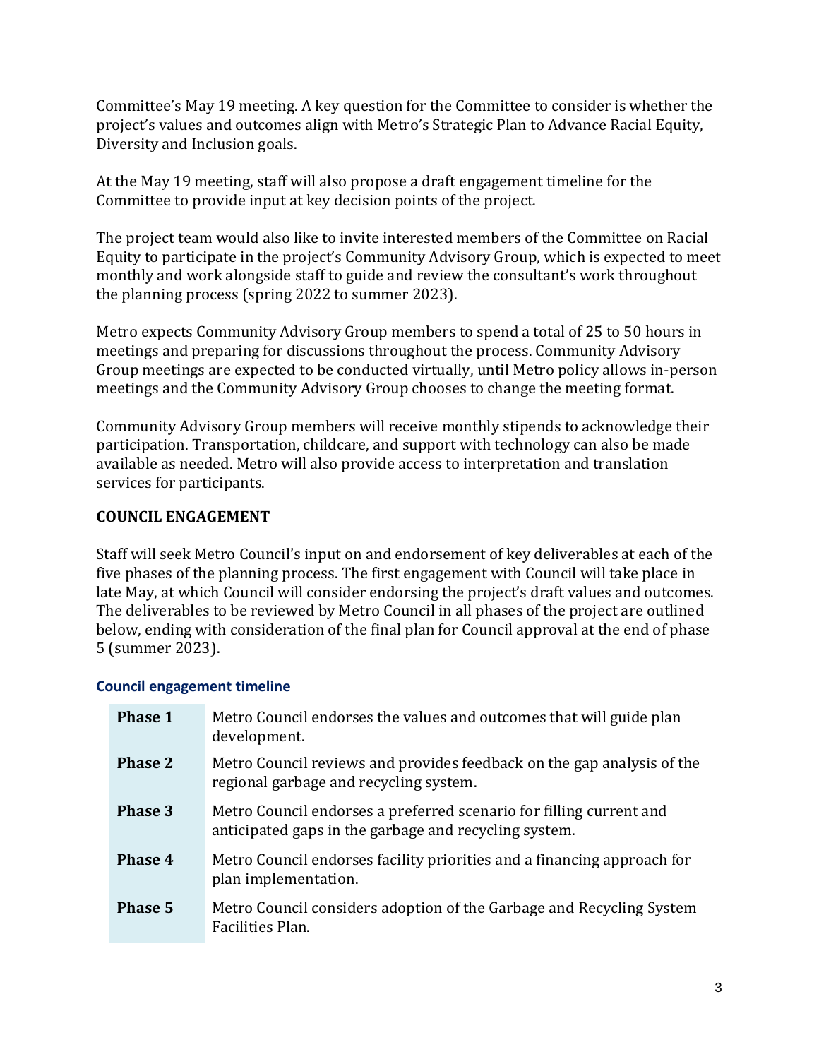Committee's May 19 meeting. A key question for the Committee to consider is whether the project's values and outcomes align with Metro's Strategic Plan to Advance Racial Equity, Diversity and Inclusion goals.

At the May 19 meeting, staff will also propose a draft engagement timeline for the Committee to provide input at key decision points of the project.

The project team would also like to invite interested members of the Committee on Racial Equity to participate in the project's Community Advisory Group, which is expected to meet monthly and work alongside staff to guide and review the consultant's work throughout the planning process (spring 2022 to summer 2023).

Metro expects Community Advisory Group members to spend a total of 25 to 50 hours in meetings and preparing for discussions throughout the process. Community Advisory Group meetings are expected to be conducted virtually, until Metro policy allows in-person meetings and the Community Advisory Group chooses to change the meeting format.

Community Advisory Group members will receive monthly stipends to acknowledge their participation. Transportation, childcare, and support with technology can also be made available as needed. Metro will also provide access to interpretation and translation services for participants.

## COUNCIL ENGAGEMENT

Staff will seek Metro Council's input on and endorsement of key deliverables at each of the five phases of the planning process. The first engagement with Council will take place in late May, at which Council will consider endorsing the project's draft values and outcomes. The deliverables to be reviewed by Metro Council in all phases of the project are outlined below, ending with consideration of the final plan for Council approval at the end of phase 5 (summer 2023).

### Council engagement timeline

| | |
|---|---|
| **Phase 1** | Metro Council endorses the values and outcomes that will guide plan development. |
| **Phase 2** | Metro Council reviews and provides feedback on the gap analysis of the regional garbage and recycling system. |
| **Phase 3** | Metro Council endorses a preferred scenario for filling current and anticipated gaps in the garbage and recycling system. |
| **Phase 4** | Metro Council endorses facility priorities and a financing approach for plan implementation. |
| **Phase 5** | Metro Council considers adoption of the Garbage and Recycling System Facilities Plan. |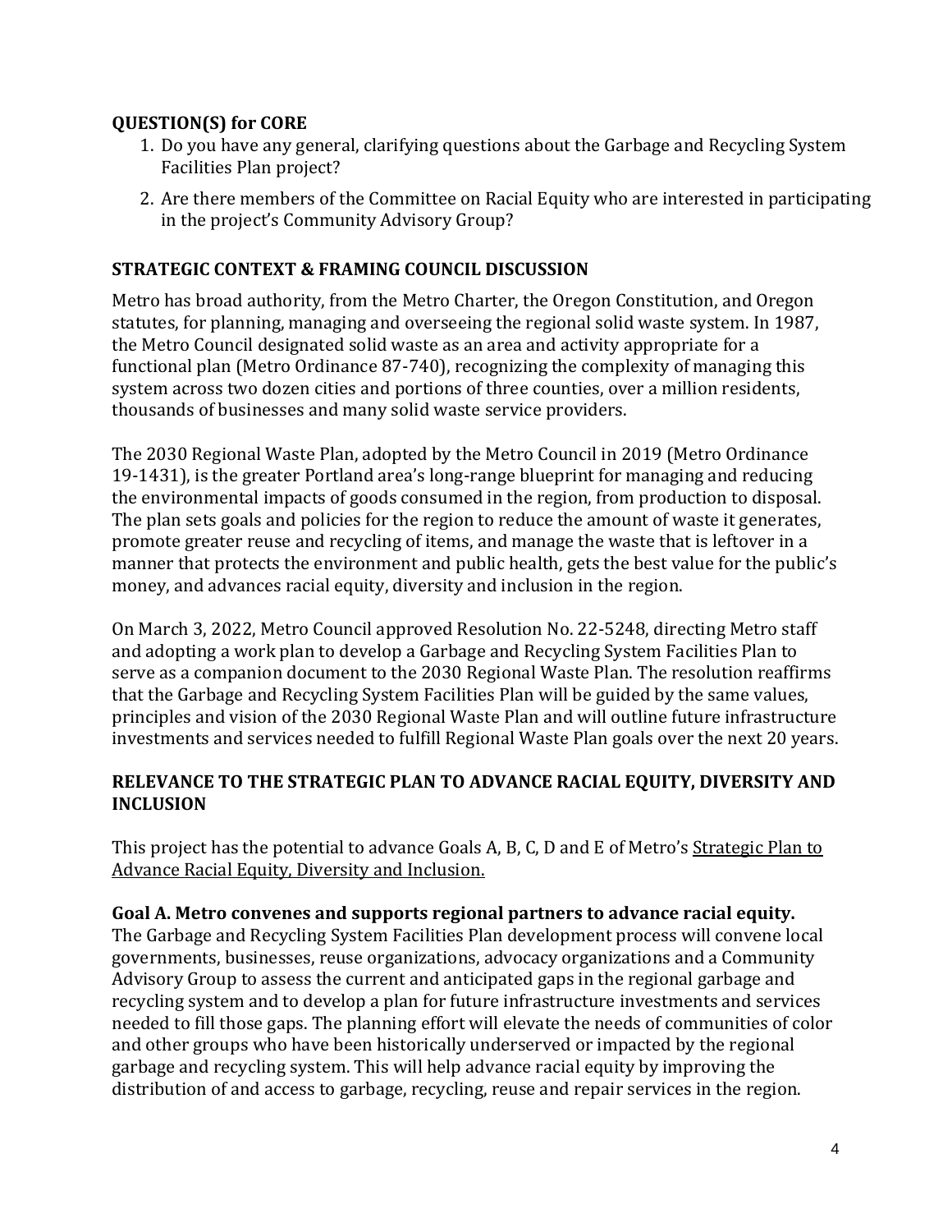## QUESTION(S) for CORE

1. Do you have any general, clarifying questions about the Garbage and Recycling System Facilities Plan project?
2. Are there members of the Committee on Racial Equity who are interested in participating in the project's Community Advisory Group?

## STRATEGIC CONTEXT & FRAMING COUNCIL DISCUSSION

Metro has broad authority, from the Metro Charter, the Oregon Constitution, and Oregon statutes, for planning, managing and overseeing the regional solid waste system. In 1987, the Metro Council designated solid waste as an area and activity appropriate for a functional plan (Metro Ordinance 87-740), recognizing the complexity of managing this system across two dozen cities and portions of three counties, over a million residents, thousands of businesses and many solid waste service providers.

The 2030 Regional Waste Plan, adopted by the Metro Council in 2019 (Metro Ordinance 19-1431), is the greater Portland area's long-range blueprint for managing and reducing the environmental impacts of goods consumed in the region, from production to disposal. The plan sets goals and policies for the region to reduce the amount of waste it generates, promote greater reuse and recycling of items, and manage the waste that is leftover in a manner that protects the environment and public health, gets the best value for the public's money, and advances racial equity, diversity and inclusion in the region.

On March 3, 2022, Metro Council approved Resolution No. 22-5248, directing Metro staff and adopting a work plan to develop a Garbage and Recycling System Facilities Plan to serve as a companion document to the 2030 Regional Waste Plan. The resolution reaffirms that the Garbage and Recycling System Facilities Plan will be guided by the same values, principles and vision of the 2030 Regional Waste Plan and will outline future infrastructure investments and services needed to fulfill Regional Waste Plan goals over the next 20 years.

## RELEVANCE TO THE STRATEGIC PLAN TO ADVANCE RACIAL EQUITY, DIVERSITY AND INCLUSION

This project has the potential to advance Goals A, B, C, D and E of Metro's Strategic Plan to Advance Racial Equity, Diversity and Inclusion.

**Goal A. Metro convenes and supports regional partners to advance racial equity.**
The Garbage and Recycling System Facilities Plan development process will convene local governments, businesses, reuse organizations, advocacy organizations and a Community Advisory Group to assess the current and anticipated gaps in the regional garbage and recycling system and to develop a plan for future infrastructure investments and services needed to fill those gaps. The planning effort will elevate the needs of communities of color and other groups who have been historically underserved or impacted by the regional garbage and recycling system. This will help advance racial equity by improving the distribution of and access to garbage, recycling, reuse and repair services in the region.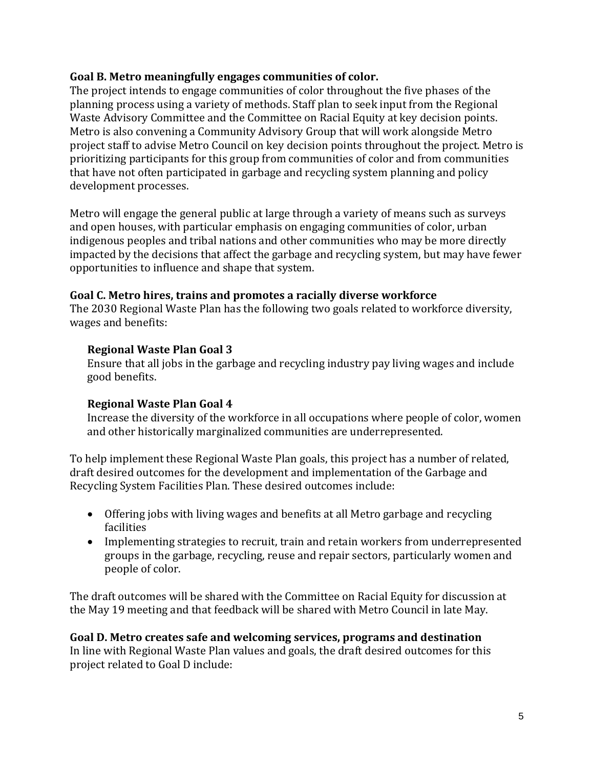**Goal B. Metro meaningfully engages communities of color.**
The project intends to engage communities of color throughout the five phases of the planning process using a variety of methods. Staff plan to seek input from the Regional Waste Advisory Committee and the Committee on Racial Equity at key decision points. Metro is also convening a Community Advisory Group that will work alongside Metro project staff to advise Metro Council on key decision points throughout the project. Metro is prioritizing participants for this group from communities of color and from communities that have not often participated in garbage and recycling system planning and policy development processes.

Metro will engage the general public at large through a variety of means such as surveys and open houses, with particular emphasis on engaging communities of color, urban indigenous peoples and tribal nations and other communities who may be more directly impacted by the decisions that affect the garbage and recycling system, but may have fewer opportunities to influence and shape that system.

**Goal C. Metro hires, trains and promotes a racially diverse workforce**
The 2030 Regional Waste Plan has the following two goals related to workforce diversity, wages and benefits:

**Regional Waste Plan Goal 3**
Ensure that all jobs in the garbage and recycling industry pay living wages and include good benefits.

**Regional Waste Plan Goal 4**
Increase the diversity of the workforce in all occupations where people of color, women and other historically marginalized communities are underrepresented.

To help implement these Regional Waste Plan goals, this project has a number of related, draft desired outcomes for the development and implementation of the Garbage and Recycling System Facilities Plan. These desired outcomes include:

- Offering jobs with living wages and benefits at all Metro garbage and recycling facilities
- Implementing strategies to recruit, train and retain workers from underrepresented groups in the garbage, recycling, reuse and repair sectors, particularly women and people of color.

The draft outcomes will be shared with the Committee on Racial Equity for discussion at the May 19 meeting and that feedback will be shared with Metro Council in late May.

**Goal D. Metro creates safe and welcoming services, programs and destination**
In line with Regional Waste Plan values and goals, the draft desired outcomes for this project related to Goal D include: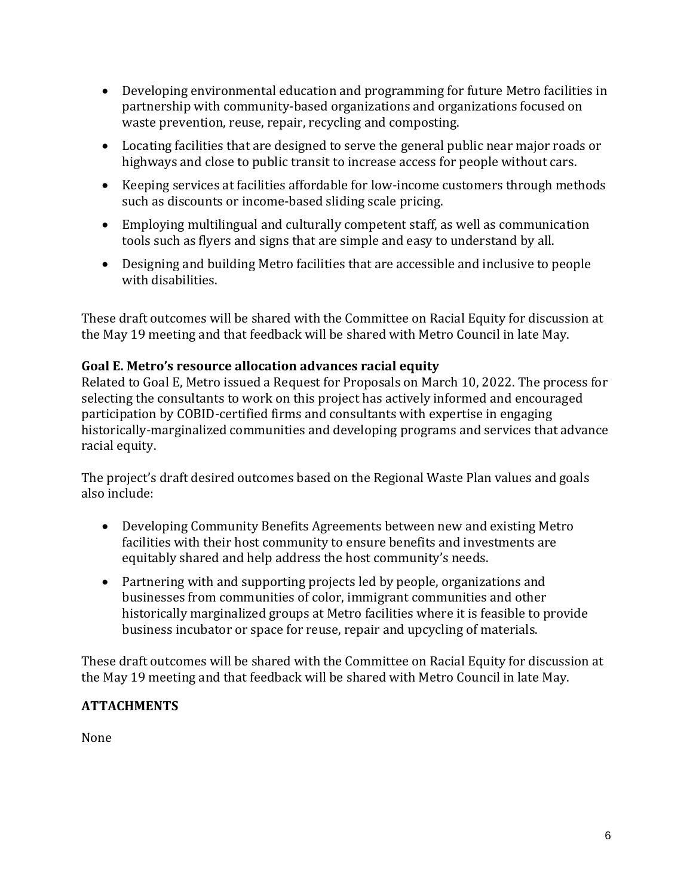- Developing environmental education and programming for future Metro facilities in partnership with community-based organizations and organizations focused on waste prevention, reuse, repair, recycling and composting.
- Locating facilities that are designed to serve the general public near major roads or highways and close to public transit to increase access for people without cars.
- Keeping services at facilities affordable for low-income customers through methods such as discounts or income-based sliding scale pricing.
- Employing multilingual and culturally competent staff, as well as communication tools such as flyers and signs that are simple and easy to understand by all.
- Designing and building Metro facilities that are accessible and inclusive to people with disabilities.

These draft outcomes will be shared with the Committee on Racial Equity for discussion at the May 19 meeting and that feedback will be shared with Metro Council in late May.

**Goal E. Metro's resource allocation advances racial equity**

Related to Goal E, Metro issued a Request for Proposals on March 10, 2022. The process for selecting the consultants to work on this project has actively informed and encouraged participation by COBID-certified firms and consultants with expertise in engaging historically-marginalized communities and developing programs and services that advance racial equity.

The project's draft desired outcomes based on the Regional Waste Plan values and goals also include:

- Developing Community Benefits Agreements between new and existing Metro facilities with their host community to ensure benefits and investments are equitably shared and help address the host community's needs.
- Partnering with and supporting projects led by people, organizations and businesses from communities of color, immigrant communities and other historically marginalized groups at Metro facilities where it is feasible to provide business incubator or space for reuse, repair and upcycling of materials.

These draft outcomes will be shared with the Committee on Racial Equity for discussion at the May 19 meeting and that feedback will be shared with Metro Council in late May.

**ATTACHMENTS**

None